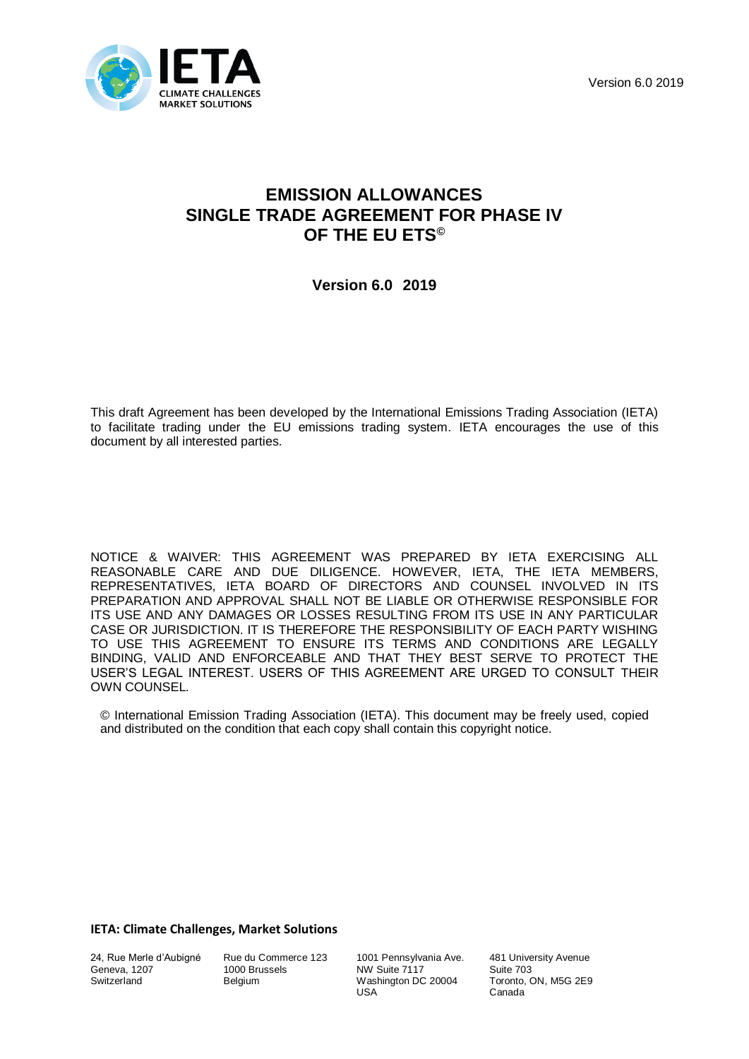Version 6.0 2019

# EMISSION ALLOWANCES SINGLE TRADE AGREEMENT FOR PHASE IV OF THE EU ETS©

**Version 6.0 2019**

This draft Agreement has been developed by the International Emissions Trading Association (IETA) to facilitate trading under the EU emissions trading system. IETA encourages the use of this document by all interested parties.

NOTICE & WAIVER: THIS AGREEMENT WAS PREPARED BY IETA EXERCISING ALL REASONABLE CARE AND DUE DILIGENCE. HOWEVER, IETA, THE IETA MEMBERS, REPRESENTATIVES, IETA BOARD OF DIRECTORS AND COUNSEL INVOLVED IN ITS PREPARATION AND APPROVAL SHALL NOT BE LIABLE OR OTHERWISE RESPONSIBLE FOR ITS USE AND ANY DAMAGES OR LOSSES RESULTING FROM ITS USE IN ANY PARTICULAR CASE OR JURISDICTION. IT IS THEREFORE THE RESPONSIBILITY OF EACH PARTY WISHING TO USE THIS AGREEMENT TO ENSURE ITS TERMS AND CONDITIONS ARE LEGALLY BINDING, VALID AND ENFORCEABLE AND THAT THEY BEST SERVE TO PROTECT THE USER'S LEGAL INTEREST. USERS OF THIS AGREEMENT ARE URGED TO CONSULT THEIR OWN COUNSEL.

© International Emission Trading Association (IETA). This document may be freely used, copied and distributed on the condition that each copy shall contain this copyright notice.

**IETA: Climate Challenges, Market Solutions**

24, Rue Merle d'Aubigné
Geneva, 1207
Switzerland

Rue du Commerce 123
1000 Brussels
Belgium

1001 Pennsylvania Ave.
NW Suite 7117
Washington DC 20004
USA

481 University Avenue
Suite 703
Toronto, ON, M5G 2E9
Canada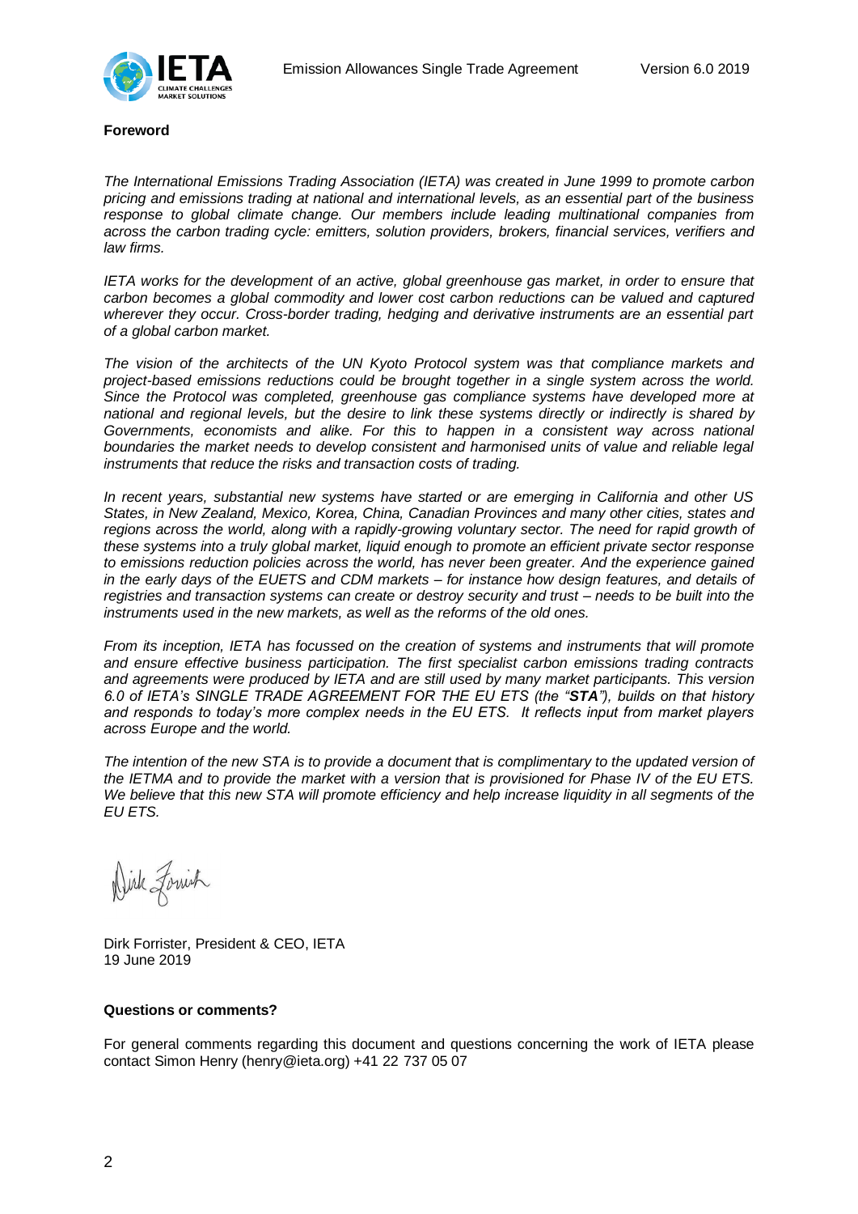**Foreword**

*The International Emissions Trading Association (IETA) was created in June 1999 to promote carbon pricing and emissions trading at national and international levels, as an essential part of the business response to global climate change. Our members include leading multinational companies from across the carbon trading cycle: emitters, solution providers, brokers, financial services, verifiers and law firms.*

*IETA works for the development of an active, global greenhouse gas market, in order to ensure that carbon becomes a global commodity and lower cost carbon reductions can be valued and captured wherever they occur. Cross-border trading, hedging and derivative instruments are an essential part of a global carbon market.*

*The vision of the architects of the UN Kyoto Protocol system was that compliance markets and project-based emissions reductions could be brought together in a single system across the world. Since the Protocol was completed, greenhouse gas compliance systems have developed more at national and regional levels, but the desire to link these systems directly or indirectly is shared by Governments, economists and alike. For this to happen in a consistent way across national boundaries the market needs to develop consistent and harmonised units of value and reliable legal instruments that reduce the risks and transaction costs of trading.*

*In recent years, substantial new systems have started or are emerging in California and other US States, in New Zealand, Mexico, Korea, China, Canadian Provinces and many other cities, states and regions across the world, along with a rapidly-growing voluntary sector. The need for rapid growth of these systems into a truly global market, liquid enough to promote an efficient private sector response to emissions reduction policies across the world, has never been greater. And the experience gained in the early days of the EUETS and CDM markets – for instance how design features, and details of registries and transaction systems can create or destroy security and trust – needs to be built into the instruments used in the new markets, as well as the reforms of the old ones.*

*From its inception, IETA has focussed on the creation of systems and instruments that will promote and ensure effective business participation. The first specialist carbon emissions trading contracts and agreements were produced by IETA and are still used by many market participants. This version 6.0 of IETA's SINGLE TRADE AGREEMENT FOR THE EU ETS (the "**STA**"), builds on that history and responds to today's more complex needs in the EU ETS. It reflects input from market players across Europe and the world.*

*The intention of the new STA is to provide a document that is complimentary to the updated version of the IETMA and to provide the market with a version that is provisioned for Phase IV of the EU ETS. We believe that this new STA will promote efficiency and help increase liquidity in all segments of the EU ETS.*

Dirk Forrister, President & CEO, IETA
19 June 2019

**Questions or comments?**

For general comments regarding this document and questions concerning the work of IETA please contact Simon Henry (henry@ieta.org) +41 22 737 05 07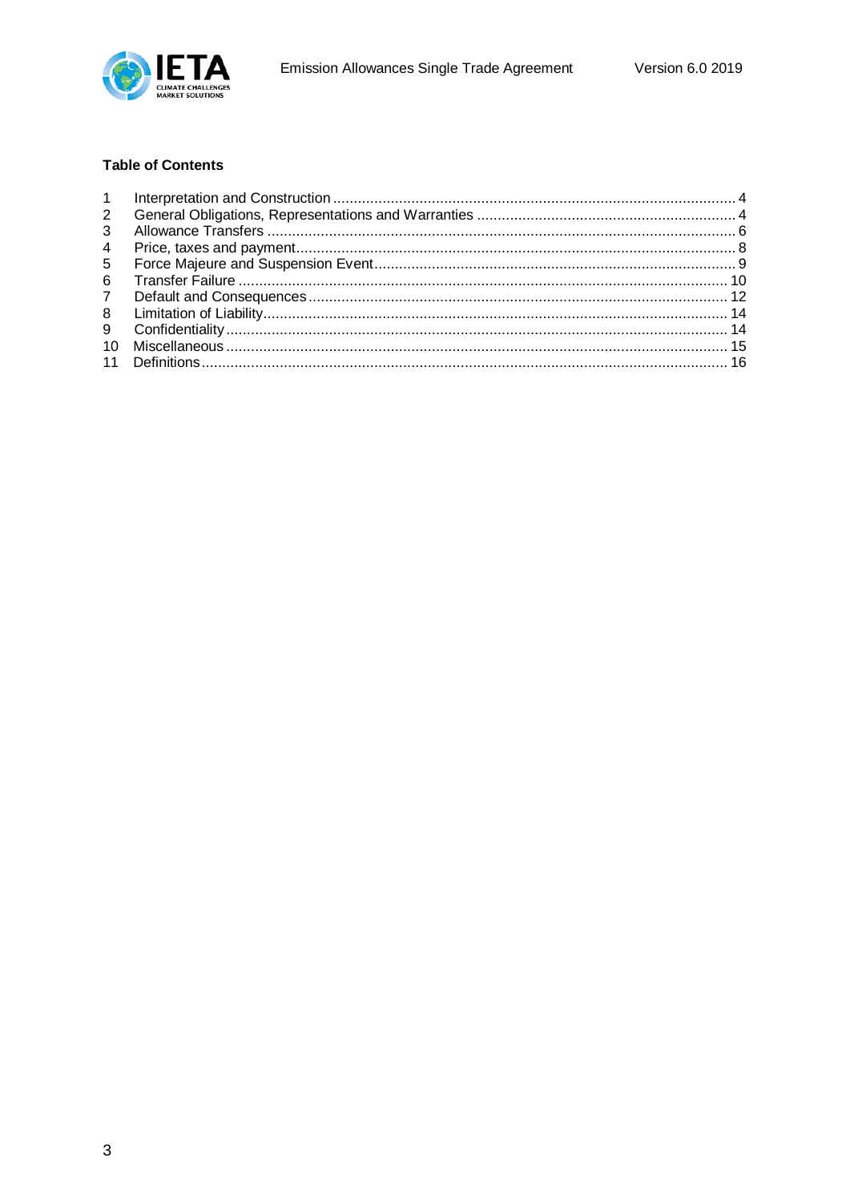**Table of Contents**

| | | |
|---|---|---|
| 1 | Interpretation and Construction | 4 |
| 2 | General Obligations, Representations and Warranties | 4 |
| 3 | Allowance Transfers | 6 |
| 4 | Price, taxes and payment | 8 |
| 5 | Force Majeure and Suspension Event | 9 |
| 6 | Transfer Failure | 10 |
| 7 | Default and Consequences | 12 |
| 8 | Limitation of Liability | 14 |
| 9 | Confidentiality | 14 |
| 10 | Miscellaneous | 15 |
| 11 | Definitions | 16 |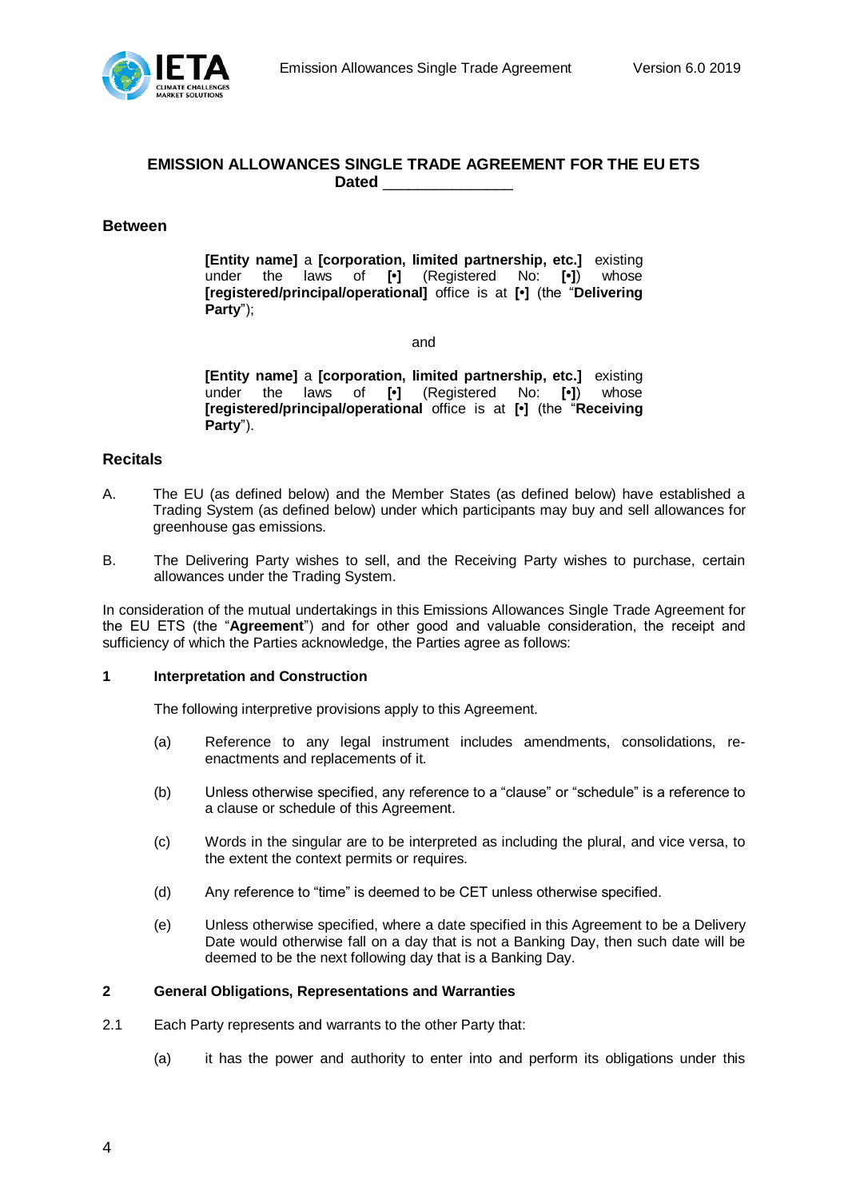# EMISSION ALLOWANCES SINGLE TRADE AGREEMENT FOR THE EU ETS

**Dated _______________**

## Between

**[Entity name]** a **[corporation, limited partnership, etc.]** existing under the laws of **[•]** (Registered No: **[•]**) whose **[registered/principal/operational]** office is at **[•]** (the "**Delivering Party**");

and

**[Entity name]** a **[corporation, limited partnership, etc.]** existing under the laws of **[•]** (Registered No: **[•]**) whose **[registered/principal/operational** office is at **[•]** (the "**Receiving Party**").

## Recitals

A. The EU (as defined below) and the Member States (as defined below) have established a Trading System (as defined below) under which participants may buy and sell allowances for greenhouse gas emissions.

B. The Delivering Party wishes to sell, and the Receiving Party wishes to purchase, certain allowances under the Trading System.

In consideration of the mutual undertakings in this Emissions Allowances Single Trade Agreement for the EU ETS (the "**Agreement**") and for other good and valuable consideration, the receipt and sufficiency of which the Parties acknowledge, the Parties agree as follows:

### 1 Interpretation and Construction

The following interpretive provisions apply to this Agreement.

(a) Reference to any legal instrument includes amendments, consolidations, re-enactments and replacements of it.

(b) Unless otherwise specified, any reference to a "clause" or "schedule" is a reference to a clause or schedule of this Agreement.

(c) Words in the singular are to be interpreted as including the plural, and vice versa, to the extent the context permits or requires.

(d) Any reference to "time" is deemed to be CET unless otherwise specified.

(e) Unless otherwise specified, where a date specified in this Agreement to be a Delivery Date would otherwise fall on a day that is not a Banking Day, then such date will be deemed to be the next following day that is a Banking Day.

### 2 General Obligations, Representations and Warranties

2.1 Each Party represents and warrants to the other Party that:

(a) it has the power and authority to enter into and perform its obligations under this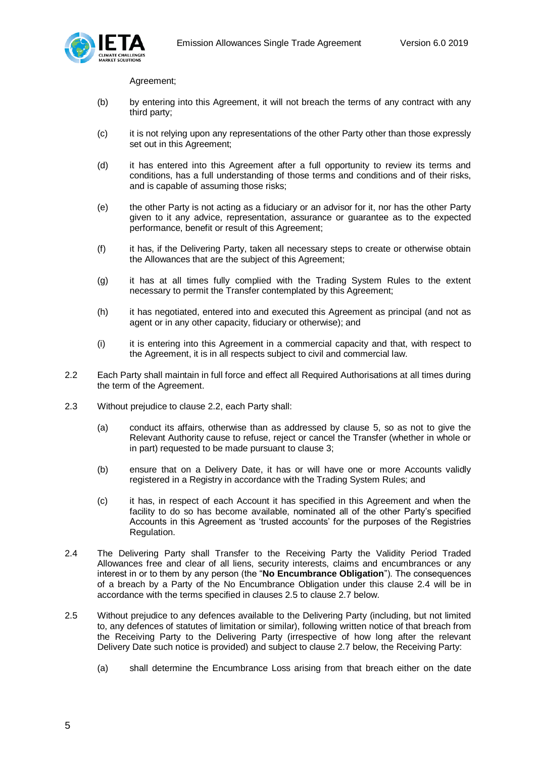Agreement;

(b) by entering into this Agreement, it will not breach the terms of any contract with any third party;

(c) it is not relying upon any representations of the other Party other than those expressly set out in this Agreement;

(d) it has entered into this Agreement after a full opportunity to review its terms and conditions, has a full understanding of those terms and conditions and of their risks, and is capable of assuming those risks;

(e) the other Party is not acting as a fiduciary or an advisor for it, nor has the other Party given to it any advice, representation, assurance or guarantee as to the expected performance, benefit or result of this Agreement;

(f) it has, if the Delivering Party, taken all necessary steps to create or otherwise obtain the Allowances that are the subject of this Agreement;

(g) it has at all times fully complied with the Trading System Rules to the extent necessary to permit the Transfer contemplated by this Agreement;

(h) it has negotiated, entered into and executed this Agreement as principal (and not as agent or in any other capacity, fiduciary or otherwise); and

(i) it is entering into this Agreement in a commercial capacity and that, with respect to the Agreement, it is in all respects subject to civil and commercial law.

2.2 Each Party shall maintain in full force and effect all Required Authorisations at all times during the term of the Agreement.

2.3 Without prejudice to clause 2.2, each Party shall:

(a) conduct its affairs, otherwise than as addressed by clause 5, so as not to give the Relevant Authority cause to refuse, reject or cancel the Transfer (whether in whole or in part) requested to be made pursuant to clause 3;

(b) ensure that on a Delivery Date, it has or will have one or more Accounts validly registered in a Registry in accordance with the Trading System Rules; and

(c) it has, in respect of each Account it has specified in this Agreement and when the facility to do so has become available, nominated all of the other Party's specified Accounts in this Agreement as 'trusted accounts' for the purposes of the Registries Regulation.

2.4 The Delivering Party shall Transfer to the Receiving Party the Validity Period Traded Allowances free and clear of all liens, security interests, claims and encumbrances or any interest in or to them by any person (the "**No Encumbrance Obligation**"). The consequences of a breach by a Party of the No Encumbrance Obligation under this clause 2.4 will be in accordance with the terms specified in clauses 2.5 to clause 2.7 below.

2.5 Without prejudice to any defences available to the Delivering Party (including, but not limited to, any defences of statutes of limitation or similar), following written notice of that breach from the Receiving Party to the Delivering Party (irrespective of how long after the relevant Delivery Date such notice is provided) and subject to clause 2.7 below, the Receiving Party:

(a) shall determine the Encumbrance Loss arising from that breach either on the date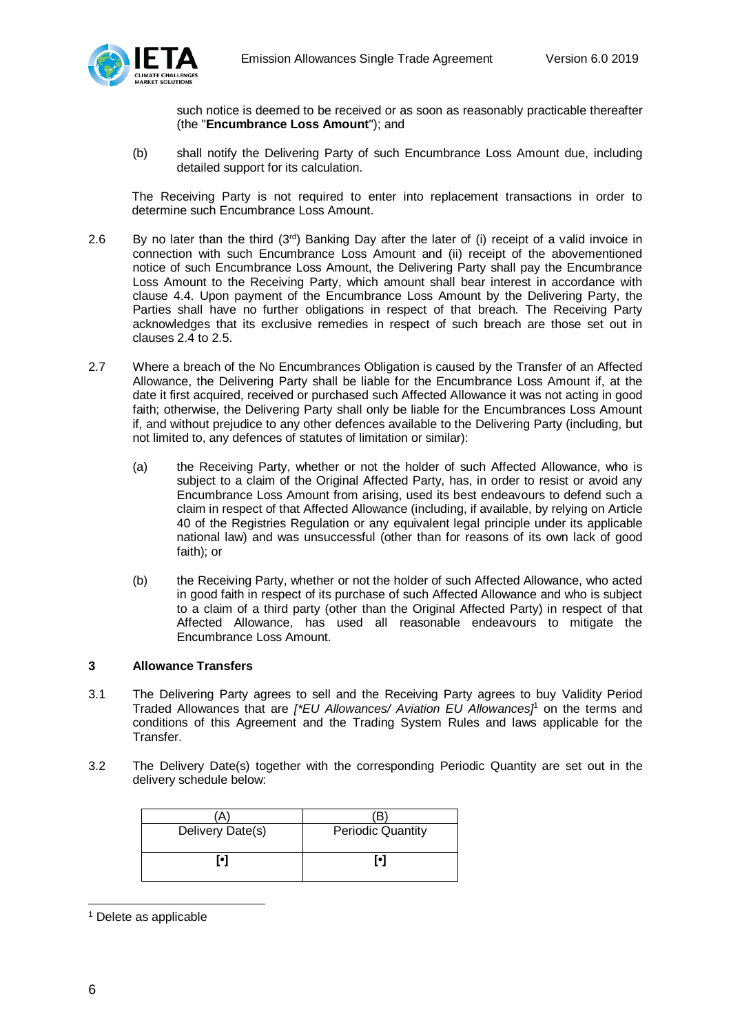such notice is deemed to be received or as soon as reasonably practicable thereafter (the "**Encumbrance Loss Amount**"); and

(b) shall notify the Delivering Party of such Encumbrance Loss Amount due, including detailed support for its calculation.

The Receiving Party is not required to enter into replacement transactions in order to determine such Encumbrance Loss Amount.

2.6 By no later than the third (3rd) Banking Day after the later of (i) receipt of a valid invoice in connection with such Encumbrance Loss Amount and (ii) receipt of the abovementioned notice of such Encumbrance Loss Amount, the Delivering Party shall pay the Encumbrance Loss Amount to the Receiving Party, which amount shall bear interest in accordance with clause 4.4. Upon payment of the Encumbrance Loss Amount by the Delivering Party, the Parties shall have no further obligations in respect of that breach. The Receiving Party acknowledges that its exclusive remedies in respect of such breach are those set out in clauses 2.4 to 2.5.

2.7 Where a breach of the No Encumbrances Obligation is caused by the Transfer of an Affected Allowance, the Delivering Party shall be liable for the Encumbrance Loss Amount if, at the date it first acquired, received or purchased such Affected Allowance it was not acting in good faith; otherwise, the Delivering Party shall only be liable for the Encumbrances Loss Amount if, and without prejudice to any other defences available to the Delivering Party (including, but not limited to, any defences of statutes of limitation or similar):

(a) the Receiving Party, whether or not the holder of such Affected Allowance, who is subject to a claim of the Original Affected Party, has, in order to resist or avoid any Encumbrance Loss Amount from arising, used its best endeavours to defend such a claim in respect of that Affected Allowance (including, if available, by relying on Article 40 of the Registries Regulation or any equivalent legal principle under its applicable national law) and was unsuccessful (other than for reasons of its own lack of good faith); or

(b) the Receiving Party, whether or not the holder of such Affected Allowance, who acted in good faith in respect of its purchase of such Affected Allowance and who is subject to a claim of a third party (other than the Original Affected Party) in respect of that Affected Allowance, has used all reasonable endeavours to mitigate the Encumbrance Loss Amount.

## 3 Allowance Transfers

3.1 The Delivering Party agrees to sell and the Receiving Party agrees to buy Validity Period Traded Allowances that are *[*EU Allowances/ Aviation EU Allowances]*[1] on the terms and conditions of this Agreement and the Trading System Rules and laws applicable for the Transfer.

3.2 The Delivery Date(s) together with the corresponding Periodic Quantity are set out in the delivery schedule below:

| (A) Delivery Date(s) | (B) Periodic Quantity |
|---|---|
| [•] | [•] |

[1] Delete as applicable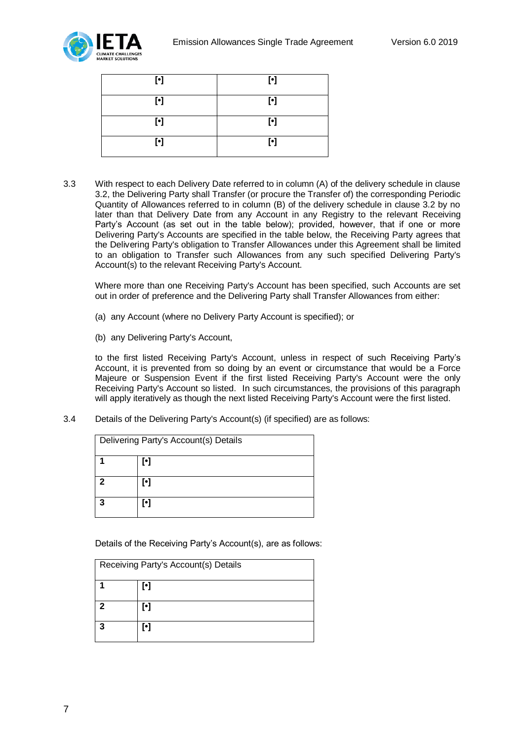| [•] | [•] |
|---|---|
| [•] | [•] |
| [•] | [•] |
| [•] | [•] |

3.3 With respect to each Delivery Date referred to in column (A) of the delivery schedule in clause 3.2, the Delivering Party shall Transfer (or procure the Transfer of) the corresponding Periodic Quantity of Allowances referred to in column (B) of the delivery schedule in clause 3.2 by no later than that Delivery Date from any Account in any Registry to the relevant Receiving Party's Account (as set out in the table below); provided, however, that if one or more Delivering Party's Accounts are specified in the table below, the Receiving Party agrees that the Delivering Party's obligation to Transfer Allowances under this Agreement shall be limited to an obligation to Transfer such Allowances from any such specified Delivering Party's Account(s) to the relevant Receiving Party's Account.

Where more than one Receiving Party's Account has been specified, such Accounts are set out in order of preference and the Delivering Party shall Transfer Allowances from either:

(a) any Account (where no Delivery Party Account is specified); or

(b) any Delivering Party's Account,

to the first listed Receiving Party's Account, unless in respect of such Receiving Party's Account, it is prevented from so doing by an event or circumstance that would be a Force Majeure or Suspension Event if the first listed Receiving Party's Account were the only Receiving Party's Account so listed. In such circumstances, the provisions of this paragraph will apply iteratively as though the next listed Receiving Party's Account were the first listed.

3.4 Details of the Delivering Party's Account(s) (if specified) are as follows:

| Delivering Party's Account(s) Details | |
|---|---|
| **1** | [•] |
| **2** | [•] |
| **3** | [•] |

Details of the Receiving Party's Account(s), are as follows:

| Receiving Party's Account(s) Details | |
|---|---|
| **1** | [•] |
| **2** | [•] |
| **3** | [•] |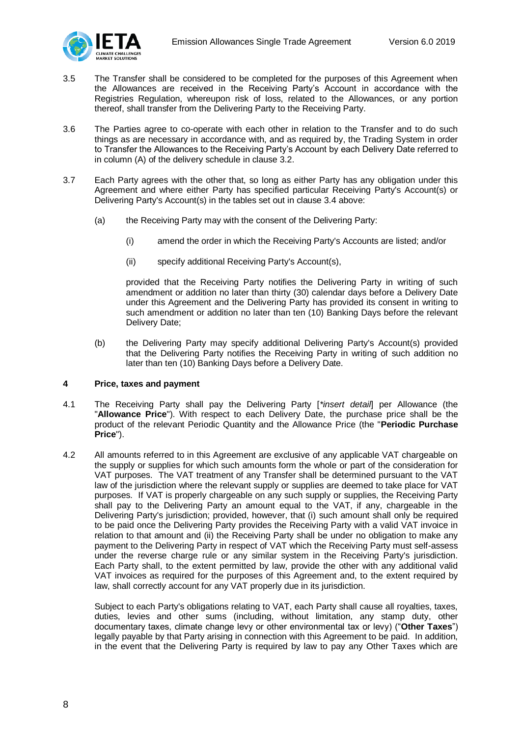3.5 The Transfer shall be considered to be completed for the purposes of this Agreement when the Allowances are received in the Receiving Party's Account in accordance with the Registries Regulation, whereupon risk of loss, related to the Allowances, or any portion thereof, shall transfer from the Delivering Party to the Receiving Party.

3.6 The Parties agree to co-operate with each other in relation to the Transfer and to do such things as are necessary in accordance with, and as required by, the Trading System in order to Transfer the Allowances to the Receiving Party's Account by each Delivery Date referred to in column (A) of the delivery schedule in clause 3.2.

3.7 Each Party agrees with the other that, so long as either Party has any obligation under this Agreement and where either Party has specified particular Receiving Party's Account(s) or Delivering Party's Account(s) in the tables set out in clause 3.4 above:

(a) the Receiving Party may with the consent of the Delivering Party:

(i) amend the order in which the Receiving Party's Accounts are listed; and/or

(ii) specify additional Receiving Party's Account(s),

provided that the Receiving Party notifies the Delivering Party in writing of such amendment or addition no later than thirty (30) calendar days before a Delivery Date under this Agreement and the Delivering Party has provided its consent in writing to such amendment or addition no later than ten (10) Banking Days before the relevant Delivery Date;

(b) the Delivering Party may specify additional Delivering Party's Account(s) provided that the Delivering Party notifies the Receiving Party in writing of such addition no later than ten (10) Banking Days before a Delivery Date.

## 4 Price, taxes and payment

4.1 The Receiving Party shall pay the Delivering Party [*insert detail*] per Allowance (the "**Allowance Price**"). With respect to each Delivery Date, the purchase price shall be the product of the relevant Periodic Quantity and the Allowance Price (the "**Periodic Purchase Price**").

4.2 All amounts referred to in this Agreement are exclusive of any applicable VAT chargeable on the supply or supplies for which such amounts form the whole or part of the consideration for VAT purposes. The VAT treatment of any Transfer shall be determined pursuant to the VAT law of the jurisdiction where the relevant supply or supplies are deemed to take place for VAT purposes. If VAT is properly chargeable on any such supply or supplies, the Receiving Party shall pay to the Delivering Party an amount equal to the VAT, if any, chargeable in the Delivering Party's jurisdiction; provided, however, that (i) such amount shall only be required to be paid once the Delivering Party provides the Receiving Party with a valid VAT invoice in relation to that amount and (ii) the Receiving Party shall be under no obligation to make any payment to the Delivering Party in respect of VAT which the Receiving Party must self-assess under the reverse charge rule or any similar system in the Receiving Party's jurisdiction. Each Party shall, to the extent permitted by law, provide the other with any additional valid VAT invoices as required for the purposes of this Agreement and, to the extent required by law, shall correctly account for any VAT properly due in its jurisdiction.

Subject to each Party's obligations relating to VAT, each Party shall cause all royalties, taxes, duties, levies and other sums (including, without limitation, any stamp duty, other documentary taxes, climate change levy or other environmental tax or levy) ("**Other Taxes**") legally payable by that Party arising in connection with this Agreement to be paid. In addition, in the event that the Delivering Party is required by law to pay any Other Taxes which are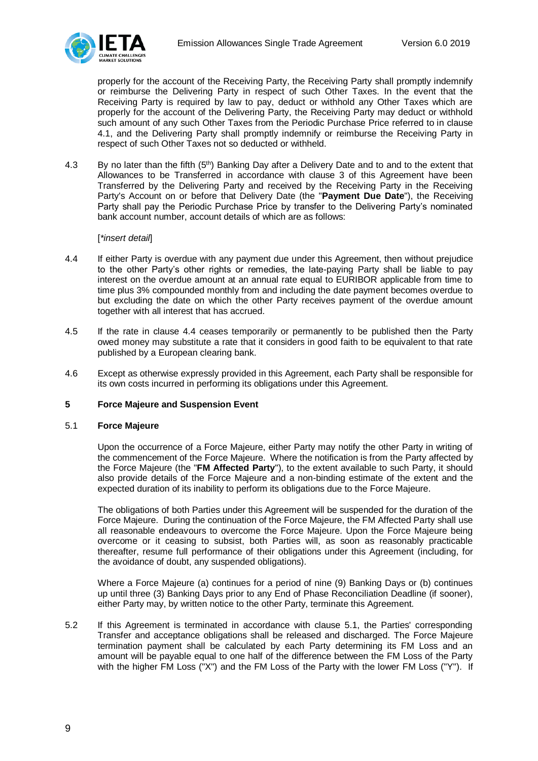properly for the account of the Receiving Party, the Receiving Party shall promptly indemnify or reimburse the Delivering Party in respect of such Other Taxes. In the event that the Receiving Party is required by law to pay, deduct or withhold any Other Taxes which are properly for the account of the Delivering Party, the Receiving Party may deduct or withhold such amount of any such Other Taxes from the Periodic Purchase Price referred to in clause 4.1, and the Delivering Party shall promptly indemnify or reimburse the Receiving Party in respect of such Other Taxes not so deducted or withheld.

4.3 By no later than the fifth (5th) Banking Day after a Delivery Date and to and to the extent that Allowances to be Transferred in accordance with clause 3 of this Agreement have been Transferred by the Delivering Party and received by the Receiving Party in the Receiving Party's Account on or before that Delivery Date (the "**Payment Due Date**"), the Receiving Party shall pay the Periodic Purchase Price by transfer to the Delivering Party's nominated bank account number, account details of which are as follows:

[*\*insert detail*]

4.4 If either Party is overdue with any payment due under this Agreement, then without prejudice to the other Party's other rights or remedies, the late-paying Party shall be liable to pay interest on the overdue amount at an annual rate equal to EURIBOR applicable from time to time plus 3% compounded monthly from and including the date payment becomes overdue to but excluding the date on which the other Party receives payment of the overdue amount together with all interest that has accrued.

4.5 If the rate in clause 4.4 ceases temporarily or permanently to be published then the Party owed money may substitute a rate that it considers in good faith to be equivalent to that rate published by a European clearing bank.

4.6 Except as otherwise expressly provided in this Agreement, each Party shall be responsible for its own costs incurred in performing its obligations under this Agreement.

## 5 Force Majeure and Suspension Event

### 5.1 Force Majeure

Upon the occurrence of a Force Majeure, either Party may notify the other Party in writing of the commencement of the Force Majeure. Where the notification is from the Party affected by the Force Majeure (the "**FM Affected Party**"), to the extent available to such Party, it should also provide details of the Force Majeure and a non-binding estimate of the extent and the expected duration of its inability to perform its obligations due to the Force Majeure.

The obligations of both Parties under this Agreement will be suspended for the duration of the Force Majeure. During the continuation of the Force Majeure, the FM Affected Party shall use all reasonable endeavours to overcome the Force Majeure. Upon the Force Majeure being overcome or it ceasing to subsist, both Parties will, as soon as reasonably practicable thereafter, resume full performance of their obligations under this Agreement (including, for the avoidance of doubt, any suspended obligations).

Where a Force Majeure (a) continues for a period of nine (9) Banking Days or (b) continues up until three (3) Banking Days prior to any End of Phase Reconciliation Deadline (if sooner), either Party may, by written notice to the other Party, terminate this Agreement.

5.2 If this Agreement is terminated in accordance with clause 5.1, the Parties' corresponding Transfer and acceptance obligations shall be released and discharged. The Force Majeure termination payment shall be calculated by each Party determining its FM Loss and an amount will be payable equal to one half of the difference between the FM Loss of the Party with the higher FM Loss ("X") and the FM Loss of the Party with the lower FM Loss ("Y"). If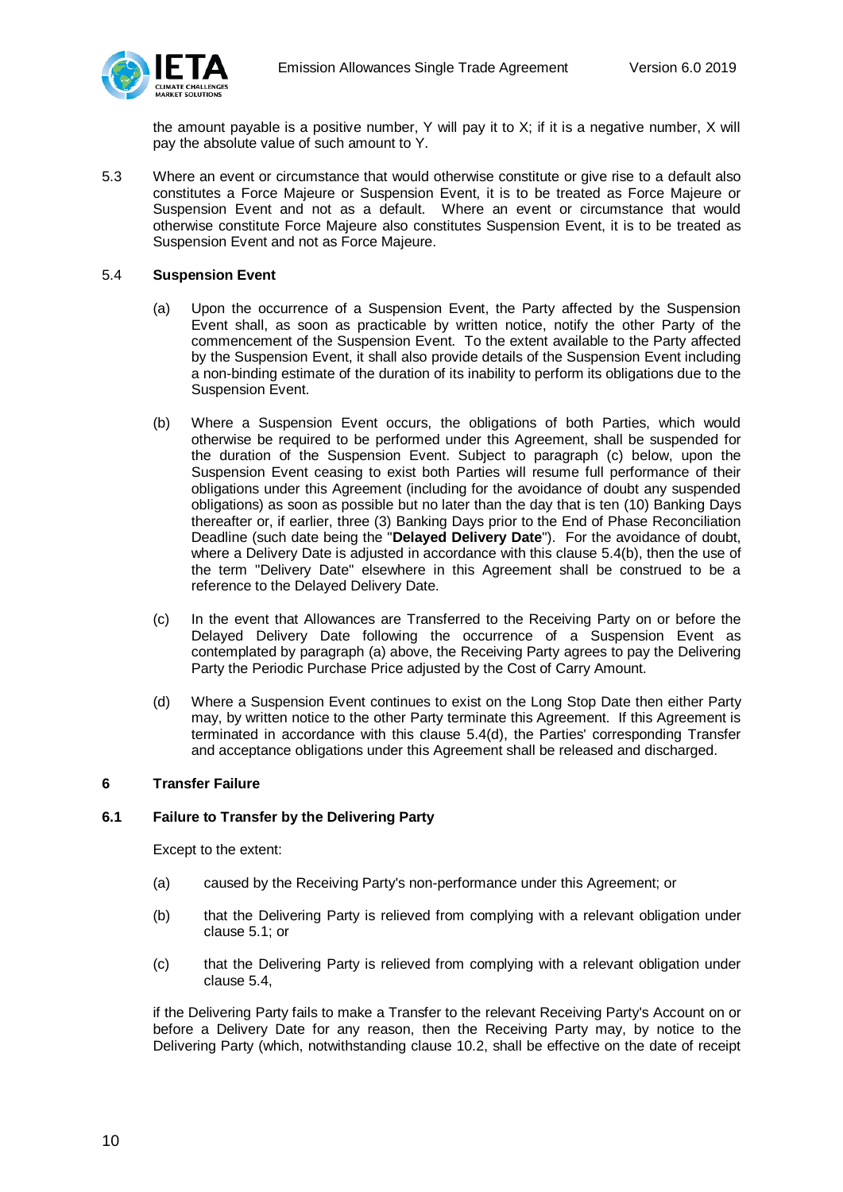the amount payable is a positive number, Y will pay it to X; if it is a negative number, X will pay the absolute value of such amount to Y.

5.3 Where an event or circumstance that would otherwise constitute or give rise to a default also constitutes a Force Majeure or Suspension Event, it is to be treated as Force Majeure or Suspension Event and not as a default. Where an event or circumstance that would otherwise constitute Force Majeure also constitutes Suspension Event, it is to be treated as Suspension Event and not as Force Majeure.

5.4 **Suspension Event**

(a) Upon the occurrence of a Suspension Event, the Party affected by the Suspension Event shall, as soon as practicable by written notice, notify the other Party of the commencement of the Suspension Event. To the extent available to the Party affected by the Suspension Event, it shall also provide details of the Suspension Event including a non-binding estimate of the duration of its inability to perform its obligations due to the Suspension Event.

(b) Where a Suspension Event occurs, the obligations of both Parties, which would otherwise be required to be performed under this Agreement, shall be suspended for the duration of the Suspension Event. Subject to paragraph (c) below, upon the Suspension Event ceasing to exist both Parties will resume full performance of their obligations under this Agreement (including for the avoidance of doubt any suspended obligations) as soon as possible but no later than the day that is ten (10) Banking Days thereafter or, if earlier, three (3) Banking Days prior to the End of Phase Reconciliation Deadline (such date being the "**Delayed Delivery Date**"). For the avoidance of doubt, where a Delivery Date is adjusted in accordance with this clause 5.4(b), then the use of the term "Delivery Date" elsewhere in this Agreement shall be construed to be a reference to the Delayed Delivery Date.

(c) In the event that Allowances are Transferred to the Receiving Party on or before the Delayed Delivery Date following the occurrence of a Suspension Event as contemplated by paragraph (a) above, the Receiving Party agrees to pay the Delivering Party the Periodic Purchase Price adjusted by the Cost of Carry Amount.

(d) Where a Suspension Event continues to exist on the Long Stop Date then either Party may, by written notice to the other Party terminate this Agreement. If this Agreement is terminated in accordance with this clause 5.4(d), the Parties' corresponding Transfer and acceptance obligations under this Agreement shall be released and discharged.

## 6 Transfer Failure

### 6.1 Failure to Transfer by the Delivering Party

Except to the extent:

(a) caused by the Receiving Party's non-performance under this Agreement; or

(b) that the Delivering Party is relieved from complying with a relevant obligation under clause 5.1; or

(c) that the Delivering Party is relieved from complying with a relevant obligation under clause 5.4,

if the Delivering Party fails to make a Transfer to the relevant Receiving Party's Account on or before a Delivery Date for any reason, then the Receiving Party may, by notice to the Delivering Party (which, notwithstanding clause 10.2, shall be effective on the date of receipt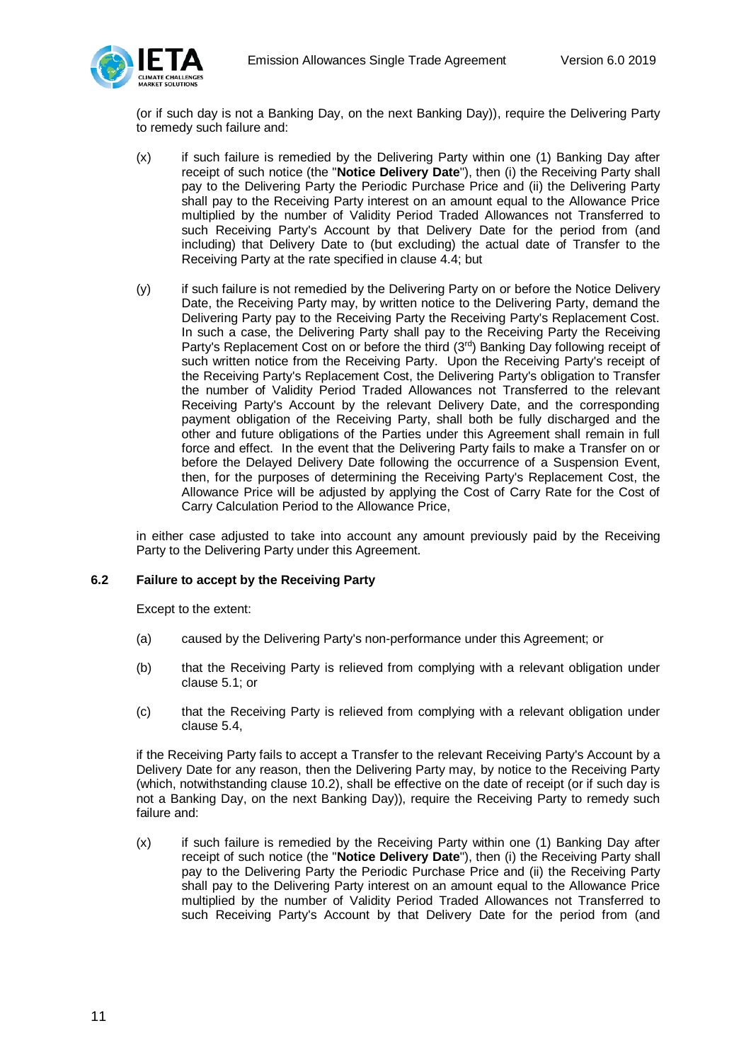(or if such day is not a Banking Day, on the next Banking Day)), require the Delivering Party to remedy such failure and:

(x) if such failure is remedied by the Delivering Party within one (1) Banking Day after receipt of such notice (the "**Notice Delivery Date**"), then (i) the Receiving Party shall pay to the Delivering Party the Periodic Purchase Price and (ii) the Delivering Party shall pay to the Receiving Party interest on an amount equal to the Allowance Price multiplied by the number of Validity Period Traded Allowances not Transferred to such Receiving Party's Account by that Delivery Date for the period from (and including) that Delivery Date to (but excluding) the actual date of Transfer to the Receiving Party at the rate specified in clause 4.4; but

(y) if such failure is not remedied by the Delivering Party on or before the Notice Delivery Date, the Receiving Party may, by written notice to the Delivering Party, demand the Delivering Party pay to the Receiving Party the Receiving Party's Replacement Cost. In such a case, the Delivering Party shall pay to the Receiving Party the Receiving Party's Replacement Cost on or before the third (3rd) Banking Day following receipt of such written notice from the Receiving Party. Upon the Receiving Party's receipt of the Receiving Party's Replacement Cost, the Delivering Party's obligation to Transfer the number of Validity Period Traded Allowances not Transferred to the relevant Receiving Party's Account by the relevant Delivery Date, and the corresponding payment obligation of the Receiving Party, shall both be fully discharged and the other and future obligations of the Parties under this Agreement shall remain in full force and effect. In the event that the Delivering Party fails to make a Transfer on or before the Delayed Delivery Date following the occurrence of a Suspension Event, then, for the purposes of determining the Receiving Party's Replacement Cost, the Allowance Price will be adjusted by applying the Cost of Carry Rate for the Cost of Carry Calculation Period to the Allowance Price,

in either case adjusted to take into account any amount previously paid by the Receiving Party to the Delivering Party under this Agreement.

### 6.2 Failure to accept by the Receiving Party

Except to the extent:

(a) caused by the Delivering Party's non-performance under this Agreement; or

(b) that the Receiving Party is relieved from complying with a relevant obligation under clause 5.1; or

(c) that the Receiving Party is relieved from complying with a relevant obligation under clause 5.4,

if the Receiving Party fails to accept a Transfer to the relevant Receiving Party's Account by a Delivery Date for any reason, then the Delivering Party may, by notice to the Receiving Party (which, notwithstanding clause 10.2), shall be effective on the date of receipt (or if such day is not a Banking Day, on the next Banking Day)), require the Receiving Party to remedy such failure and:

(x) if such failure is remedied by the Receiving Party within one (1) Banking Day after receipt of such notice (the "**Notice Delivery Date**"), then (i) the Receiving Party shall pay to the Delivering Party the Periodic Purchase Price and (ii) the Receiving Party shall pay to the Delivering Party interest on an amount equal to the Allowance Price multiplied by the number of Validity Period Traded Allowances not Transferred to such Receiving Party's Account by that Delivery Date for the period from (and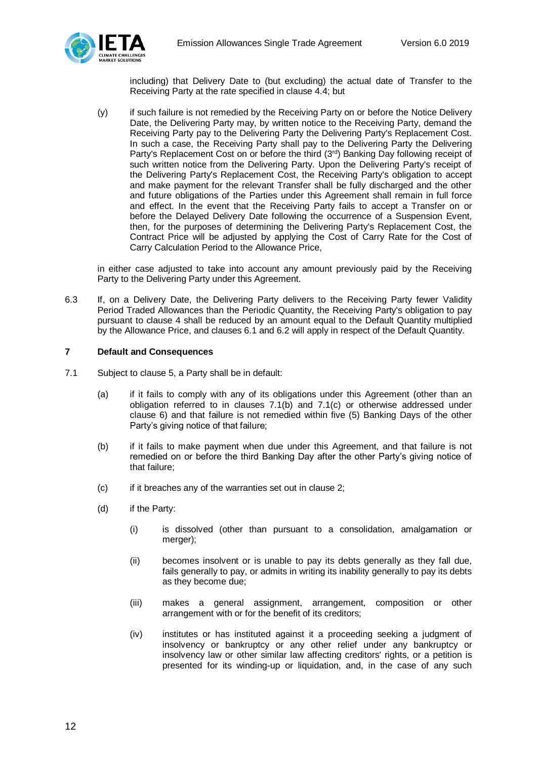including) that Delivery Date to (but excluding) the actual date of Transfer to the Receiving Party at the rate specified in clause 4.4; but

(y) if such failure is not remedied by the Receiving Party on or before the Notice Delivery Date, the Delivering Party may, by written notice to the Receiving Party, demand the Receiving Party pay to the Delivering Party the Delivering Party's Replacement Cost. In such a case, the Receiving Party shall pay to the Delivering Party the Delivering Party's Replacement Cost on or before the third (3rd) Banking Day following receipt of such written notice from the Delivering Party. Upon the Delivering Party's receipt of the Delivering Party's Replacement Cost, the Receiving Party's obligation to accept and make payment for the relevant Transfer shall be fully discharged and the other and future obligations of the Parties under this Agreement shall remain in full force and effect. In the event that the Receiving Party fails to accept a Transfer on or before the Delayed Delivery Date following the occurrence of a Suspension Event, then, for the purposes of determining the Delivering Party's Replacement Cost, the Contract Price will be adjusted by applying the Cost of Carry Rate for the Cost of Carry Calculation Period to the Allowance Price,

in either case adjusted to take into account any amount previously paid by the Receiving Party to the Delivering Party under this Agreement.

6.3 If, on a Delivery Date, the Delivering Party delivers to the Receiving Party fewer Validity Period Traded Allowances than the Periodic Quantity, the Receiving Party's obligation to pay pursuant to clause 4 shall be reduced by an amount equal to the Default Quantity multiplied by the Allowance Price, and clauses 6.1 and 6.2 will apply in respect of the Default Quantity.

## 7 Default and Consequences

7.1 Subject to clause 5, a Party shall be in default:

(a) if it fails to comply with any of its obligations under this Agreement (other than an obligation referred to in clauses 7.1(b) and 7.1(c) or otherwise addressed under clause 6) and that failure is not remedied within five (5) Banking Days of the other Party's giving notice of that failure;

(b) if it fails to make payment when due under this Agreement, and that failure is not remedied on or before the third Banking Day after the other Party's giving notice of that failure;

(c) if it breaches any of the warranties set out in clause 2;

(d) if the Party:

(i) is dissolved (other than pursuant to a consolidation, amalgamation or merger);

(ii) becomes insolvent or is unable to pay its debts generally as they fall due, fails generally to pay, or admits in writing its inability generally to pay its debts as they become due;

(iii) makes a general assignment, arrangement, composition or other arrangement with or for the benefit of its creditors;

(iv) institutes or has instituted against it a proceeding seeking a judgment of insolvency or bankruptcy or any other relief under any bankruptcy or insolvency law or other similar law affecting creditors' rights, or a petition is presented for its winding-up or liquidation, and, in the case of any such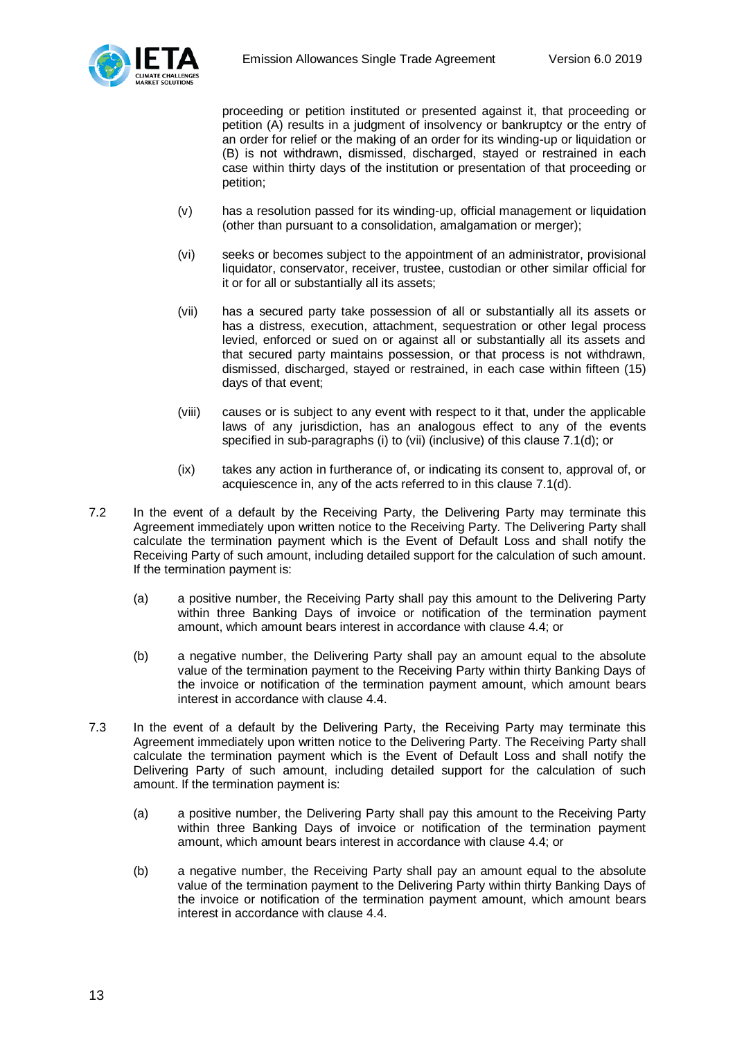proceeding or petition instituted or presented against it, that proceeding or petition (A) results in a judgment of insolvency or bankruptcy or the entry of an order for relief or the making of an order for its winding-up or liquidation or (B) is not withdrawn, dismissed, discharged, stayed or restrained in each case within thirty days of the institution or presentation of that proceeding or petition;

(v) has a resolution passed for its winding-up, official management or liquidation (other than pursuant to a consolidation, amalgamation or merger);

(vi) seeks or becomes subject to the appointment of an administrator, provisional liquidator, conservator, receiver, trustee, custodian or other similar official for it or for all or substantially all its assets;

(vii) has a secured party take possession of all or substantially all its assets or has a distress, execution, attachment, sequestration or other legal process levied, enforced or sued on or against all or substantially all its assets and that secured party maintains possession, or that process is not withdrawn, dismissed, discharged, stayed or restrained, in each case within fifteen (15) days of that event;

(viii) causes or is subject to any event with respect to it that, under the applicable laws of any jurisdiction, has an analogous effect to any of the events specified in sub-paragraphs (i) to (vii) (inclusive) of this clause 7.1(d); or

(ix) takes any action in furtherance of, or indicating its consent to, approval of, or acquiescence in, any of the acts referred to in this clause 7.1(d).

7.2 In the event of a default by the Receiving Party, the Delivering Party may terminate this Agreement immediately upon written notice to the Receiving Party. The Delivering Party shall calculate the termination payment which is the Event of Default Loss and shall notify the Receiving Party of such amount, including detailed support for the calculation of such amount. If the termination payment is:

(a) a positive number, the Receiving Party shall pay this amount to the Delivering Party within three Banking Days of invoice or notification of the termination payment amount, which amount bears interest in accordance with clause 4.4; or

(b) a negative number, the Delivering Party shall pay an amount equal to the absolute value of the termination payment to the Receiving Party within thirty Banking Days of the invoice or notification of the termination payment amount, which amount bears interest in accordance with clause 4.4.

7.3 In the event of a default by the Delivering Party, the Receiving Party may terminate this Agreement immediately upon written notice to the Delivering Party. The Receiving Party shall calculate the termination payment which is the Event of Default Loss and shall notify the Delivering Party of such amount, including detailed support for the calculation of such amount. If the termination payment is:

(a) a positive number, the Delivering Party shall pay this amount to the Receiving Party within three Banking Days of invoice or notification of the termination payment amount, which amount bears interest in accordance with clause 4.4; or

(b) a negative number, the Receiving Party shall pay an amount equal to the absolute value of the termination payment to the Delivering Party within thirty Banking Days of the invoice or notification of the termination payment amount, which amount bears interest in accordance with clause 4.4.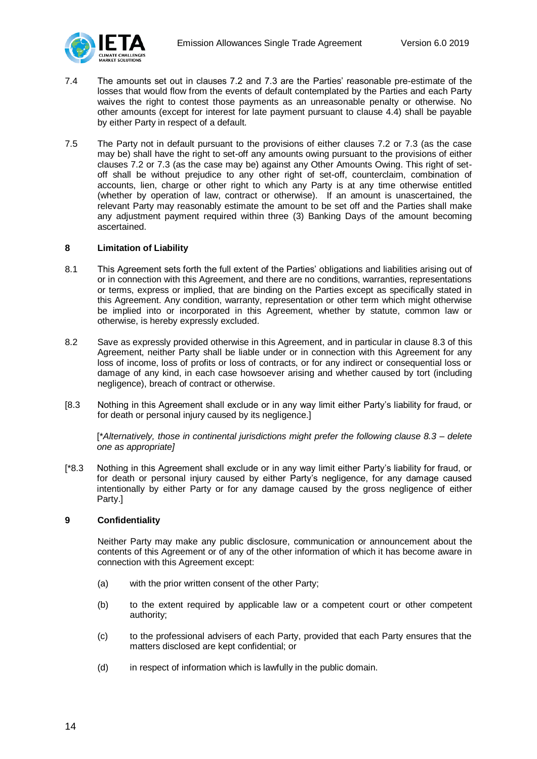7.4 The amounts set out in clauses 7.2 and 7.3 are the Parties' reasonable pre-estimate of the losses that would flow from the events of default contemplated by the Parties and each Party waives the right to contest those payments as an unreasonable penalty or otherwise. No other amounts (except for interest for late payment pursuant to clause 4.4) shall be payable by either Party in respect of a default.

7.5 The Party not in default pursuant to the provisions of either clauses 7.2 or 7.3 (as the case may be) shall have the right to set-off any amounts owing pursuant to the provisions of either clauses 7.2 or 7.3 (as the case may be) against any Other Amounts Owing. This right of set-off shall be without prejudice to any other right of set-off, counterclaim, combination of accounts, lien, charge or other right to which any Party is at any time otherwise entitled (whether by operation of law, contract or otherwise). If an amount is unascertained, the relevant Party may reasonably estimate the amount to be set off and the Parties shall make any adjustment payment required within three (3) Banking Days of the amount becoming ascertained.

## 8 Limitation of Liability

8.1 This Agreement sets forth the full extent of the Parties' obligations and liabilities arising out of or in connection with this Agreement, and there are no conditions, warranties, representations or terms, express or implied, that are binding on the Parties except as specifically stated in this Agreement. Any condition, warranty, representation or other term which might otherwise be implied into or incorporated in this Agreement, whether by statute, common law or otherwise, is hereby expressly excluded.

8.2 Save as expressly provided otherwise in this Agreement, and in particular in clause 8.3 of this Agreement, neither Party shall be liable under or in connection with this Agreement for any loss of income, loss of profits or loss of contracts, or for any indirect or consequential loss or damage of any kind, in each case howsoever arising and whether caused by tort (including negligence), breach of contract or otherwise.

[8.3 Nothing in this Agreement shall exclude or in any way limit either Party's liability for fraud, or for death or personal injury caused by its negligence.]

[**Alternatively, those in continental jurisdictions might prefer the following clause 8.3 – delete one as appropriate*]

[*8.3 Nothing in this Agreement shall exclude or in any way limit either Party's liability for fraud, or for death or personal injury caused by either Party's negligence, for any damage caused intentionally by either Party or for any damage caused by the gross negligence of either Party.]

## 9 Confidentiality

Neither Party may make any public disclosure, communication or announcement about the contents of this Agreement or of any of the other information of which it has become aware in connection with this Agreement except:

(a) with the prior written consent of the other Party;

(b) to the extent required by applicable law or a competent court or other competent authority;

(c) to the professional advisers of each Party, provided that each Party ensures that the matters disclosed are kept confidential; or

(d) in respect of information which is lawfully in the public domain.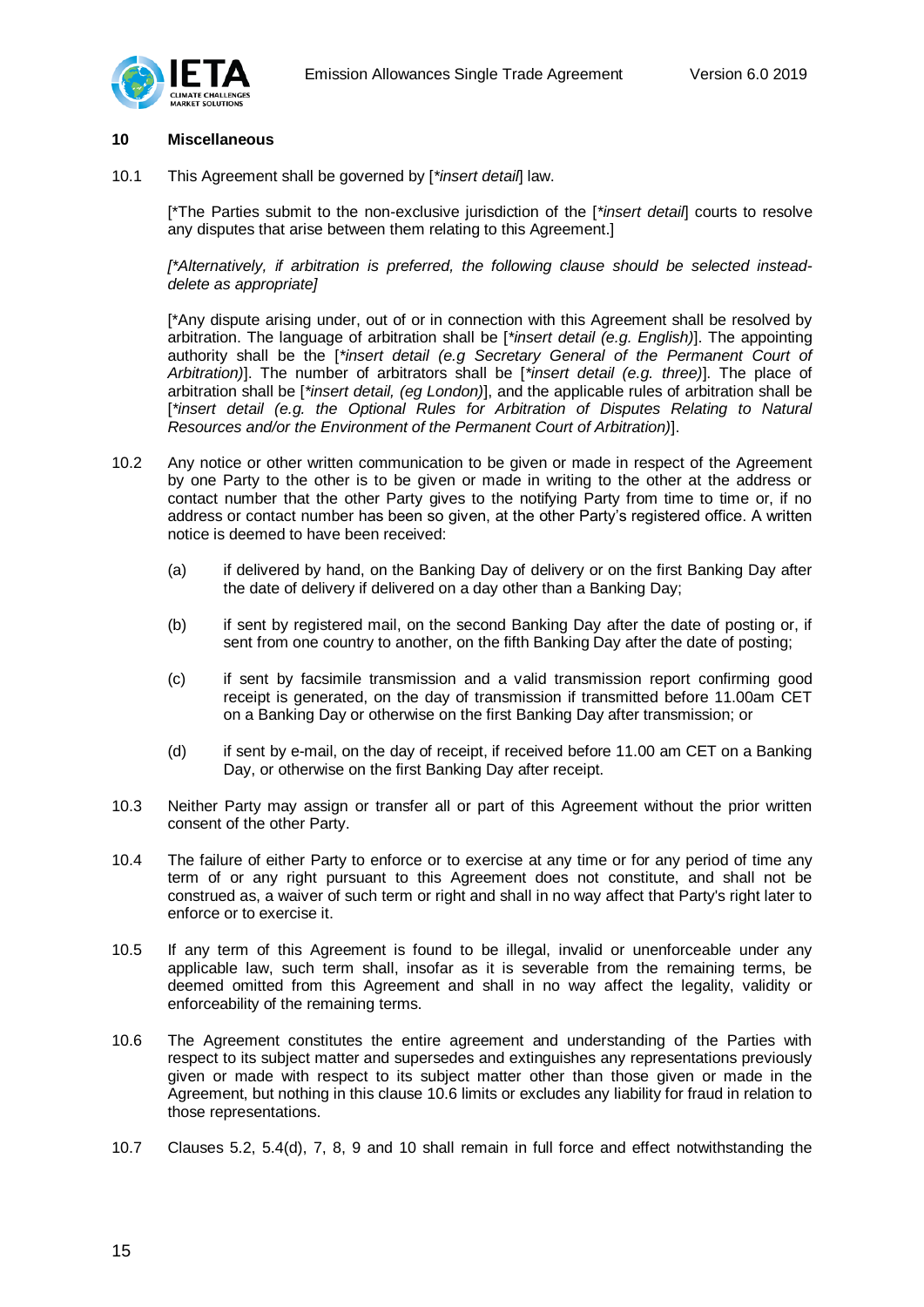## 10 Miscellaneous

10.1 This Agreement shall be governed by [*insert detail*] law.

[*The Parties submit to the non-exclusive jurisdiction of the [*insert detail*] courts to resolve any disputes that arise between them relating to this Agreement.]

*[*Alternatively, if arbitration is preferred, the following clause should be selected instead-delete as appropriate]*

[*Any dispute arising under, out of or in connection with this Agreement shall be resolved by arbitration. The language of arbitration shall be [*insert detail (e.g. English)*]. The appointing authority shall be the [*insert detail (e.g Secretary General of the Permanent Court of Arbitration)*]. The number of arbitrators shall be [*insert detail (e.g. three)*]. The place of arbitration shall be [*insert detail, (eg London)*], and the applicable rules of arbitration shall be [*insert detail (e.g. the Optional Rules for Arbitration of Disputes Relating to Natural Resources and/or the Environment of the Permanent Court of Arbitration)*].

10.2 Any notice or other written communication to be given or made in respect of the Agreement by one Party to the other is to be given or made in writing to the other at the address or contact number that the other Party gives to the notifying Party from time to time or, if no address or contact number has been so given, at the other Party's registered office. A written notice is deemed to have been received:

(a) if delivered by hand, on the Banking Day of delivery or on the first Banking Day after the date of delivery if delivered on a day other than a Banking Day;

(b) if sent by registered mail, on the second Banking Day after the date of posting or, if sent from one country to another, on the fifth Banking Day after the date of posting;

(c) if sent by facsimile transmission and a valid transmission report confirming good receipt is generated, on the day of transmission if transmitted before 11.00am CET on a Banking Day or otherwise on the first Banking Day after transmission; or

(d) if sent by e-mail, on the day of receipt, if received before 11.00 am CET on a Banking Day, or otherwise on the first Banking Day after receipt.

10.3 Neither Party may assign or transfer all or part of this Agreement without the prior written consent of the other Party.

10.4 The failure of either Party to enforce or to exercise at any time or for any period of time any term of or any right pursuant to this Agreement does not constitute, and shall not be construed as, a waiver of such term or right and shall in no way affect that Party's right later to enforce or to exercise it.

10.5 If any term of this Agreement is found to be illegal, invalid or unenforceable under any applicable law, such term shall, insofar as it is severable from the remaining terms, be deemed omitted from this Agreement and shall in no way affect the legality, validity or enforceability of the remaining terms.

10.6 The Agreement constitutes the entire agreement and understanding of the Parties with respect to its subject matter and supersedes and extinguishes any representations previously given or made with respect to its subject matter other than those given or made in the Agreement, but nothing in this clause 10.6 limits or excludes any liability for fraud in relation to those representations.

10.7 Clauses 5.2, 5.4(d), 7, 8, 9 and 10 shall remain in full force and effect notwithstanding the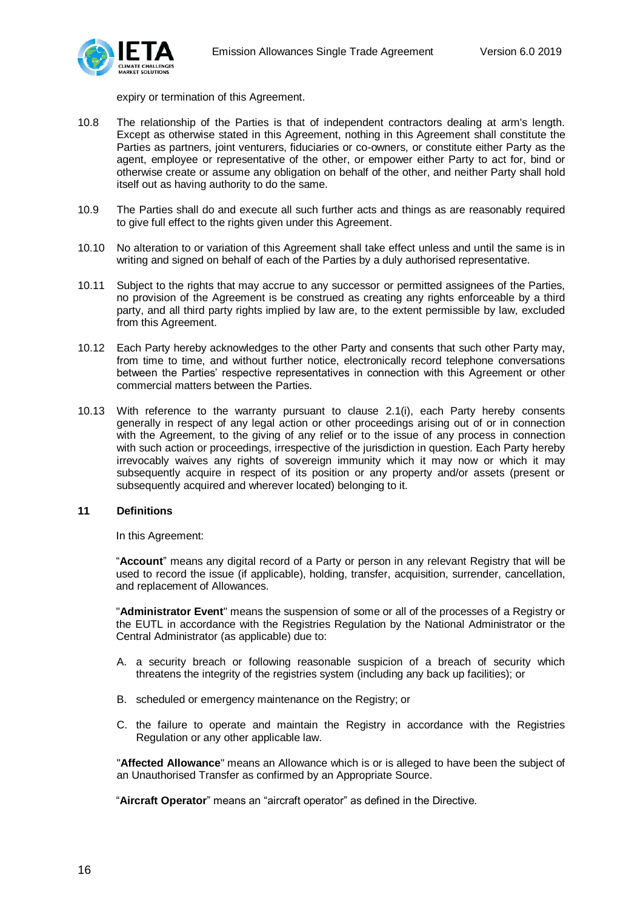expiry or termination of this Agreement.

10.8 The relationship of the Parties is that of independent contractors dealing at arm's length. Except as otherwise stated in this Agreement, nothing in this Agreement shall constitute the Parties as partners, joint venturers, fiduciaries or co-owners, or constitute either Party as the agent, employee or representative of the other, or empower either Party to act for, bind or otherwise create or assume any obligation on behalf of the other, and neither Party shall hold itself out as having authority to do the same.

10.9 The Parties shall do and execute all such further acts and things as are reasonably required to give full effect to the rights given under this Agreement.

10.10 No alteration to or variation of this Agreement shall take effect unless and until the same is in writing and signed on behalf of each of the Parties by a duly authorised representative.

10.11 Subject to the rights that may accrue to any successor or permitted assignees of the Parties, no provision of the Agreement is be construed as creating any rights enforceable by a third party, and all third party rights implied by law are, to the extent permissible by law, excluded from this Agreement.

10.12 Each Party hereby acknowledges to the other Party and consents that such other Party may, from time to time, and without further notice, electronically record telephone conversations between the Parties' respective representatives in connection with this Agreement or other commercial matters between the Parties.

10.13 With reference to the warranty pursuant to clause 2.1(i), each Party hereby consents generally in respect of any legal action or other proceedings arising out of or in connection with the Agreement, to the giving of any relief or to the issue of any process in connection with such action or proceedings, irrespective of the jurisdiction in question. Each Party hereby irrevocably waives any rights of sovereign immunity which it may now or which it may subsequently acquire in respect of its position or any property and/or assets (present or subsequently acquired and wherever located) belonging to it.

## 11 Definitions

In this Agreement:

"**Account**" means any digital record of a Party or person in any relevant Registry that will be used to record the issue (if applicable), holding, transfer, acquisition, surrender, cancellation, and replacement of Allowances.

"**Administrator Event**" means the suspension of some or all of the processes of a Registry or the EUTL in accordance with the Registries Regulation by the National Administrator or the Central Administrator (as applicable) due to:

A. a security breach or following reasonable suspicion of a breach of security which threatens the integrity of the registries system (including any back up facilities); or

B. scheduled or emergency maintenance on the Registry; or

C. the failure to operate and maintain the Registry in accordance with the Registries Regulation or any other applicable law.

"**Affected Allowance**" means an Allowance which is or is alleged to have been the subject of an Unauthorised Transfer as confirmed by an Appropriate Source.

"**Aircraft Operator**" means an "aircraft operator" as defined in the Directive.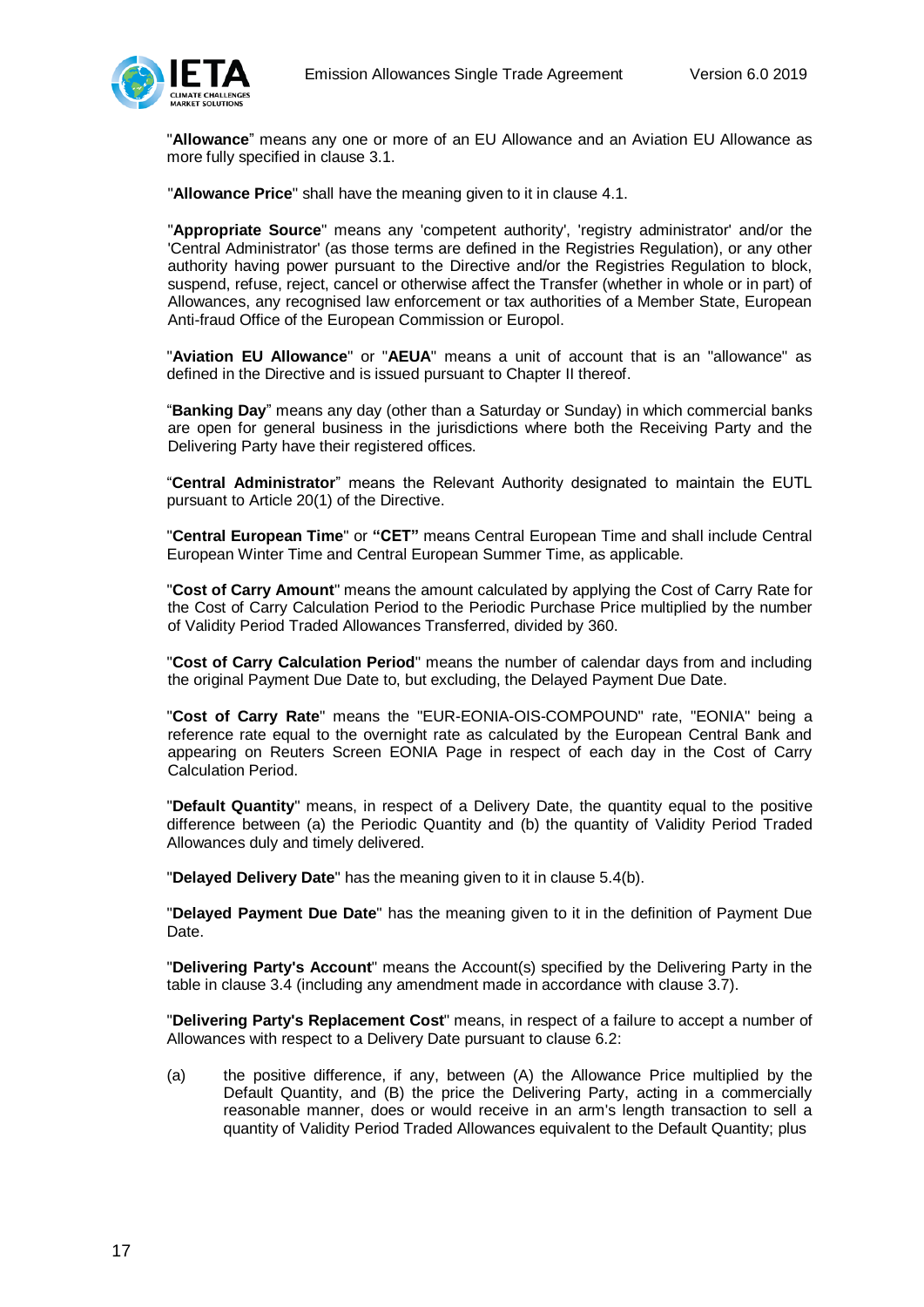"**Allowance**" means any one or more of an EU Allowance and an Aviation EU Allowance as more fully specified in clause 3.1.

"**Allowance Price**" shall have the meaning given to it in clause 4.1.

"**Appropriate Source**" means any 'competent authority', 'registry administrator' and/or the 'Central Administrator' (as those terms are defined in the Registries Regulation), or any other authority having power pursuant to the Directive and/or the Registries Regulation to block, suspend, refuse, reject, cancel or otherwise affect the Transfer (whether in whole or in part) of Allowances, any recognised law enforcement or tax authorities of a Member State, European Anti-fraud Office of the European Commission or Europol.

"**Aviation EU Allowance**" or "**AEUA**" means a unit of account that is an "allowance" as defined in the Directive and is issued pursuant to Chapter II thereof.

"**Banking Day**" means any day (other than a Saturday or Sunday) in which commercial banks are open for general business in the jurisdictions where both the Receiving Party and the Delivering Party have their registered offices.

"**Central Administrator**" means the Relevant Authority designated to maintain the EUTL pursuant to Article 20(1) of the Directive.

"**Central European Time**" or **"CET"** means Central European Time and shall include Central European Winter Time and Central European Summer Time, as applicable.

"**Cost of Carry Amount**" means the amount calculated by applying the Cost of Carry Rate for the Cost of Carry Calculation Period to the Periodic Purchase Price multiplied by the number of Validity Period Traded Allowances Transferred, divided by 360.

"**Cost of Carry Calculation Period**" means the number of calendar days from and including the original Payment Due Date to, but excluding, the Delayed Payment Due Date.

"**Cost of Carry Rate**" means the "EUR-EONIA-OIS-COMPOUND" rate, "EONIA" being a reference rate equal to the overnight rate as calculated by the European Central Bank and appearing on Reuters Screen EONIA Page in respect of each day in the Cost of Carry Calculation Period.

"**Default Quantity**" means, in respect of a Delivery Date, the quantity equal to the positive difference between (a) the Periodic Quantity and (b) the quantity of Validity Period Traded Allowances duly and timely delivered.

"**Delayed Delivery Date**" has the meaning given to it in clause 5.4(b).

"**Delayed Payment Due Date**" has the meaning given to it in the definition of Payment Due Date.

"**Delivering Party's Account**" means the Account(s) specified by the Delivering Party in the table in clause 3.4 (including any amendment made in accordance with clause 3.7).

"**Delivering Party's Replacement Cost**" means, in respect of a failure to accept a number of Allowances with respect to a Delivery Date pursuant to clause 6.2:

(a) the positive difference, if any, between (A) the Allowance Price multiplied by the Default Quantity, and (B) the price the Delivering Party, acting in a commercially reasonable manner, does or would receive in an arm's length transaction to sell a quantity of Validity Period Traded Allowances equivalent to the Default Quantity; plus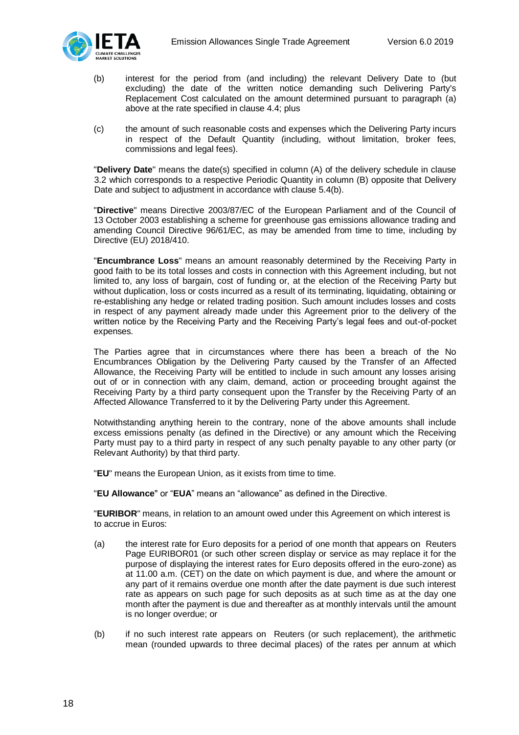(b) interest for the period from (and including) the relevant Delivery Date to (but excluding) the date of the written notice demanding such Delivering Party's Replacement Cost calculated on the amount determined pursuant to paragraph (a) above at the rate specified in clause 4.4; plus

(c) the amount of such reasonable costs and expenses which the Delivering Party incurs in respect of the Default Quantity (including, without limitation, broker fees, commissions and legal fees).

"**Delivery Date**" means the date(s) specified in column (A) of the delivery schedule in clause 3.2 which corresponds to a respective Periodic Quantity in column (B) opposite that Delivery Date and subject to adjustment in accordance with clause 5.4(b).

"**Directive**" means Directive 2003/87/EC of the European Parliament and of the Council of 13 October 2003 establishing a scheme for greenhouse gas emissions allowance trading and amending Council Directive 96/61/EC, as may be amended from time to time, including by Directive (EU) 2018/410.

"**Encumbrance Loss**" means an amount reasonably determined by the Receiving Party in good faith to be its total losses and costs in connection with this Agreement including, but not limited to, any loss of bargain, cost of funding or, at the election of the Receiving Party but without duplication, loss or costs incurred as a result of its terminating, liquidating, obtaining or re-establishing any hedge or related trading position. Such amount includes losses and costs in respect of any payment already made under this Agreement prior to the delivery of the written notice by the Receiving Party and the Receiving Party's legal fees and out-of-pocket expenses.

The Parties agree that in circumstances where there has been a breach of the No Encumbrances Obligation by the Delivering Party caused by the Transfer of an Affected Allowance, the Receiving Party will be entitled to include in such amount any losses arising out of or in connection with any claim, demand, action or proceeding brought against the Receiving Party by a third party consequent upon the Transfer by the Receiving Party of an Affected Allowance Transferred to it by the Delivering Party under this Agreement.

Notwithstanding anything herein to the contrary, none of the above amounts shall include excess emissions penalty (as defined in the Directive) or any amount which the Receiving Party must pay to a third party in respect of any such penalty payable to any other party (or Relevant Authority) by that third party.

"**EU**" means the European Union, as it exists from time to time.

"**EU Allowance**" or "**EUA**" means an "allowance" as defined in the Directive.

"**EURIBOR**" means, in relation to an amount owed under this Agreement on which interest is to accrue in Euros:

(a) the interest rate for Euro deposits for a period of one month that appears on Reuters Page EURIBOR01 (or such other screen display or service as may replace it for the purpose of displaying the interest rates for Euro deposits offered in the euro-zone) as at 11.00 a.m. (CET) on the date on which payment is due, and where the amount or any part of it remains overdue one month after the date payment is due such interest rate as appears on such page for such deposits as at such time as at the day one month after the payment is due and thereafter as at monthly intervals until the amount is no longer overdue; or

(b) if no such interest rate appears on Reuters (or such replacement), the arithmetic mean (rounded upwards to three decimal places) of the rates per annum at which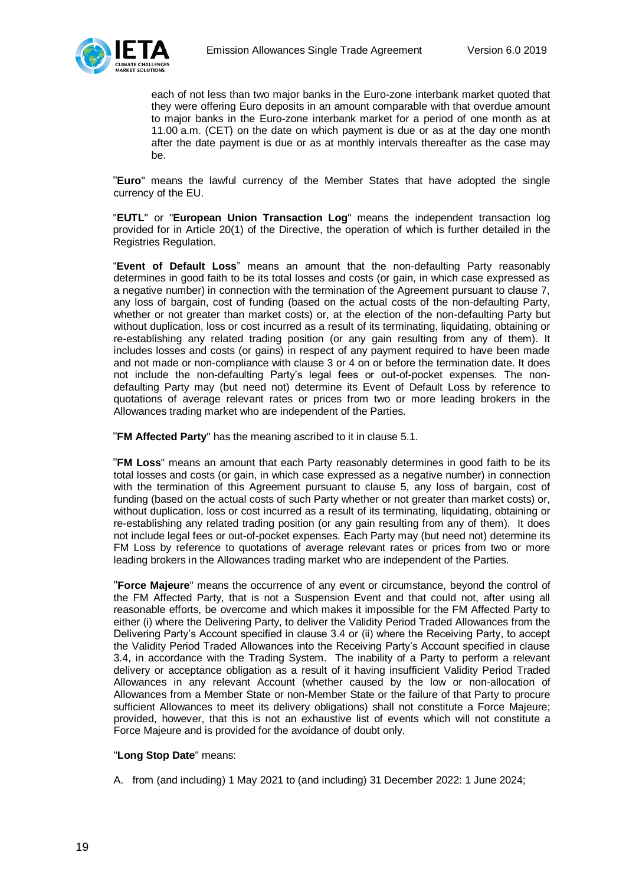each of not less than two major banks in the Euro-zone interbank market quoted that they were offering Euro deposits in an amount comparable with that overdue amount to major banks in the Euro-zone interbank market for a period of one month as at 11.00 a.m. (CET) on the date on which payment is due or as at the day one month after the date payment is due or as at monthly intervals thereafter as the case may be.

"**Euro**" means the lawful currency of the Member States that have adopted the single currency of the EU.

"**EUTL**" or "**European Union Transaction Log**" means the independent transaction log provided for in Article 20(1) of the Directive, the operation of which is further detailed in the Registries Regulation.

"**Event of Default Loss**" means an amount that the non-defaulting Party reasonably determines in good faith to be its total losses and costs (or gain, in which case expressed as a negative number) in connection with the termination of the Agreement pursuant to clause 7, any loss of bargain, cost of funding (based on the actual costs of the non-defaulting Party, whether or not greater than market costs) or, at the election of the non-defaulting Party but without duplication, loss or cost incurred as a result of its terminating, liquidating, obtaining or re-establishing any related trading position (or any gain resulting from any of them). It includes losses and costs (or gains) in respect of any payment required to have been made and not made or non-compliance with clause 3 or 4 on or before the termination date. It does not include the non-defaulting Party's legal fees or out-of-pocket expenses. The non-defaulting Party may (but need not) determine its Event of Default Loss by reference to quotations of average relevant rates or prices from two or more leading brokers in the Allowances trading market who are independent of the Parties.

"**FM Affected Party**" has the meaning ascribed to it in clause 5.1.

"**FM Loss**" means an amount that each Party reasonably determines in good faith to be its total losses and costs (or gain, in which case expressed as a negative number) in connection with the termination of this Agreement pursuant to clause 5, any loss of bargain, cost of funding (based on the actual costs of such Party whether or not greater than market costs) or, without duplication, loss or cost incurred as a result of its terminating, liquidating, obtaining or re-establishing any related trading position (or any gain resulting from any of them). It does not include legal fees or out-of-pocket expenses. Each Party may (but need not) determine its FM Loss by reference to quotations of average relevant rates or prices from two or more leading brokers in the Allowances trading market who are independent of the Parties.

"**Force Majeure**" means the occurrence of any event or circumstance, beyond the control of the FM Affected Party, that is not a Suspension Event and that could not, after using all reasonable efforts, be overcome and which makes it impossible for the FM Affected Party to either (i) where the Delivering Party, to deliver the Validity Period Traded Allowances from the Delivering Party's Account specified in clause 3.4 or (ii) where the Receiving Party, to accept the Validity Period Traded Allowances into the Receiving Party's Account specified in clause 3.4, in accordance with the Trading System. The inability of a Party to perform a relevant delivery or acceptance obligation as a result of it having insufficient Validity Period Traded Allowances in any relevant Account (whether caused by the low or non-allocation of Allowances from a Member State or non-Member State or the failure of that Party to procure sufficient Allowances to meet its delivery obligations) shall not constitute a Force Majeure; provided, however, that this is not an exhaustive list of events which will not constitute a Force Majeure and is provided for the avoidance of doubt only.

"**Long Stop Date**" means:

A. from (and including) 1 May 2021 to (and including) 31 December 2022: 1 June 2024;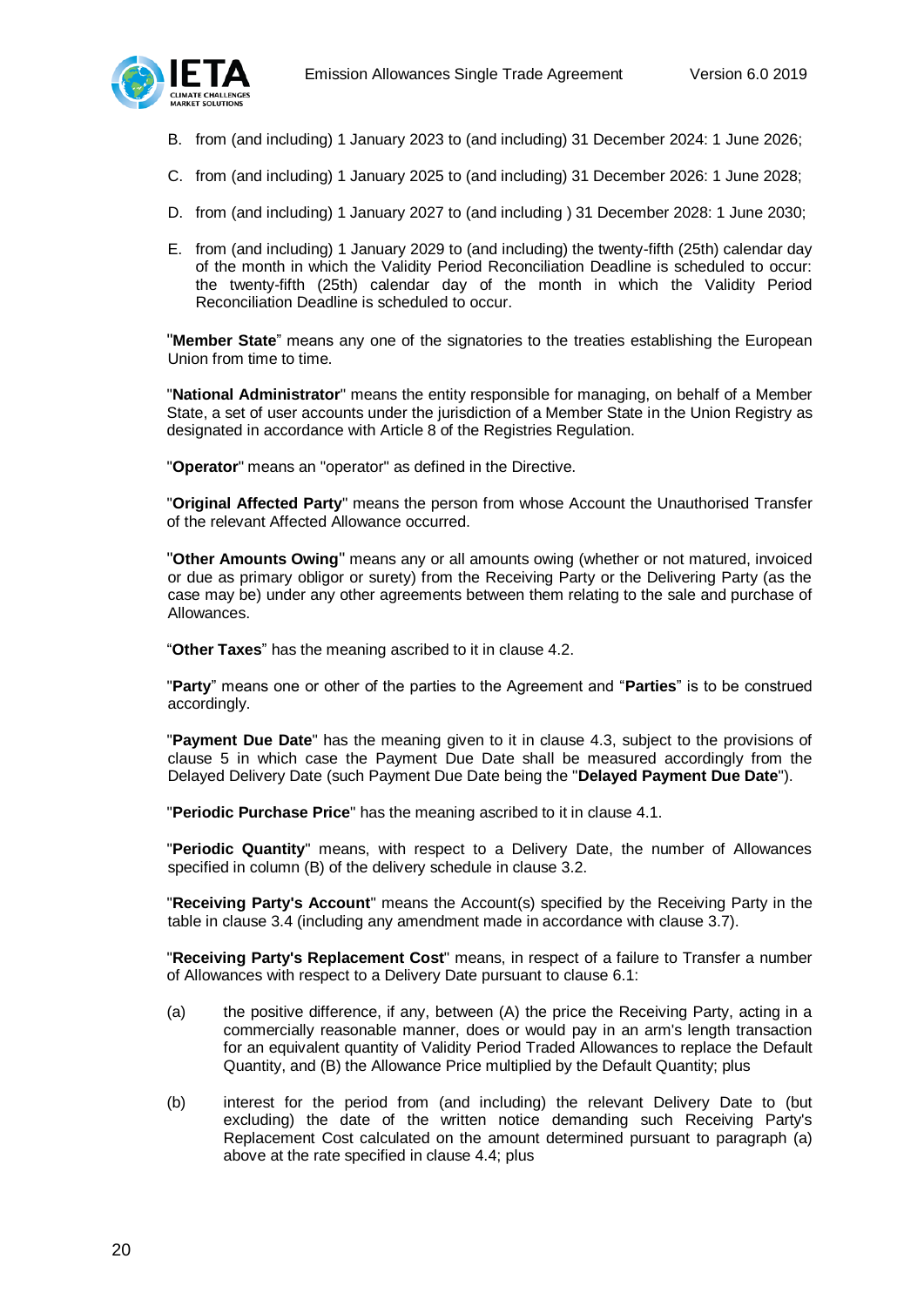B. from (and including) 1 January 2023 to (and including) 31 December 2024: 1 June 2026;

C. from (and including) 1 January 2025 to (and including) 31 December 2026: 1 June 2028;

D. from (and including) 1 January 2027 to (and including ) 31 December 2028: 1 June 2030;

E. from (and including) 1 January 2029 to (and including) the twenty-fifth (25th) calendar day of the month in which the Validity Period Reconciliation Deadline is scheduled to occur: the twenty-fifth (25th) calendar day of the month in which the Validity Period Reconciliation Deadline is scheduled to occur.

"**Member State**" means any one of the signatories to the treaties establishing the European Union from time to time.

"**National Administrator**" means the entity responsible for managing, on behalf of a Member State, a set of user accounts under the jurisdiction of a Member State in the Union Registry as designated in accordance with Article 8 of the Registries Regulation.

"**Operator**" means an "operator" as defined in the Directive.

"**Original Affected Party**" means the person from whose Account the Unauthorised Transfer of the relevant Affected Allowance occurred.

"**Other Amounts Owing**" means any or all amounts owing (whether or not matured, invoiced or due as primary obligor or surety) from the Receiving Party or the Delivering Party (as the case may be) under any other agreements between them relating to the sale and purchase of Allowances.

"**Other Taxes**" has the meaning ascribed to it in clause 4.2.

"**Party**" means one or other of the parties to the Agreement and "**Parties**" is to be construed accordingly.

"**Payment Due Date**" has the meaning given to it in clause 4.3, subject to the provisions of clause 5 in which case the Payment Due Date shall be measured accordingly from the Delayed Delivery Date (such Payment Due Date being the "**Delayed Payment Due Date**").

"**Periodic Purchase Price**" has the meaning ascribed to it in clause 4.1.

"**Periodic Quantity**" means, with respect to a Delivery Date, the number of Allowances specified in column (B) of the delivery schedule in clause 3.2.

"**Receiving Party's Account**" means the Account(s) specified by the Receiving Party in the table in clause 3.4 (including any amendment made in accordance with clause 3.7).

"**Receiving Party's Replacement Cost**" means, in respect of a failure to Transfer a number of Allowances with respect to a Delivery Date pursuant to clause 6.1:

(a) the positive difference, if any, between (A) the price the Receiving Party, acting in a commercially reasonable manner, does or would pay in an arm's length transaction for an equivalent quantity of Validity Period Traded Allowances to replace the Default Quantity, and (B) the Allowance Price multiplied by the Default Quantity; plus

(b) interest for the period from (and including) the relevant Delivery Date to (but excluding) the date of the written notice demanding such Receiving Party's Replacement Cost calculated on the amount determined pursuant to paragraph (a) above at the rate specified in clause 4.4; plus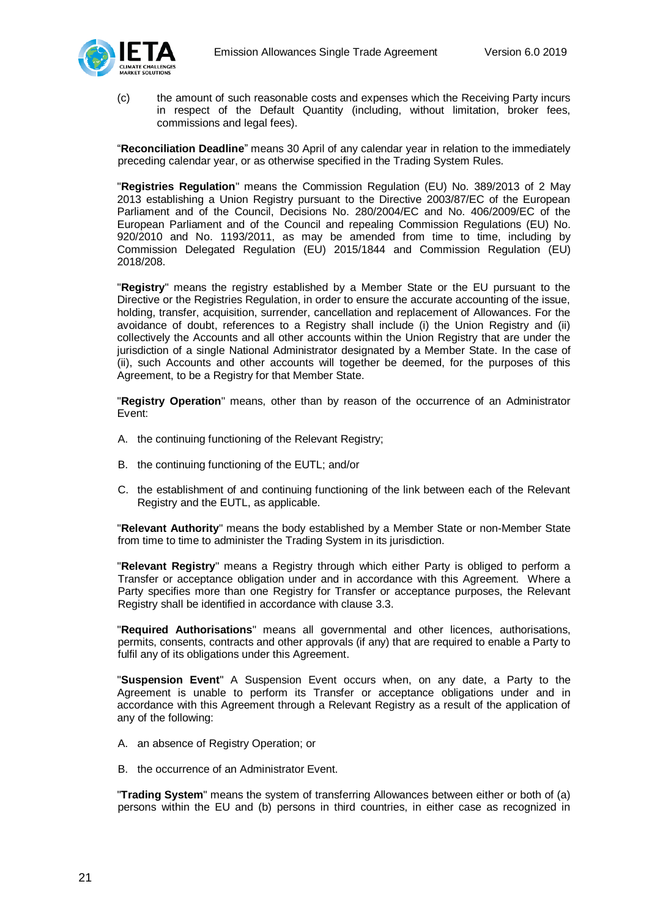(c) the amount of such reasonable costs and expenses which the Receiving Party incurs in respect of the Default Quantity (including, without limitation, broker fees, commissions and legal fees).

"**Reconciliation Deadline**" means 30 April of any calendar year in relation to the immediately preceding calendar year, or as otherwise specified in the Trading System Rules.

"**Registries Regulation**" means the Commission Regulation (EU) No. 389/2013 of 2 May 2013 establishing a Union Registry pursuant to the Directive 2003/87/EC of the European Parliament and of the Council, Decisions No. 280/2004/EC and No. 406/2009/EC of the European Parliament and of the Council and repealing Commission Regulations (EU) No. 920/2010 and No. 1193/2011, as may be amended from time to time, including by Commission Delegated Regulation (EU) 2015/1844 and Commission Regulation (EU) 2018/208.

"**Registry**" means the registry established by a Member State or the EU pursuant to the Directive or the Registries Regulation, in order to ensure the accurate accounting of the issue, holding, transfer, acquisition, surrender, cancellation and replacement of Allowances. For the avoidance of doubt, references to a Registry shall include (i) the Union Registry and (ii) collectively the Accounts and all other accounts within the Union Registry that are under the jurisdiction of a single National Administrator designated by a Member State. In the case of (ii), such Accounts and other accounts will together be deemed, for the purposes of this Agreement, to be a Registry for that Member State.

"**Registry Operation**" means, other than by reason of the occurrence of an Administrator Event:

A. the continuing functioning of the Relevant Registry;

B. the continuing functioning of the EUTL; and/or

C. the establishment of and continuing functioning of the link between each of the Relevant Registry and the EUTL, as applicable.

"**Relevant Authority**" means the body established by a Member State or non-Member State from time to time to administer the Trading System in its jurisdiction.

"**Relevant Registry**" means a Registry through which either Party is obliged to perform a Transfer or acceptance obligation under and in accordance with this Agreement. Where a Party specifies more than one Registry for Transfer or acceptance purposes, the Relevant Registry shall be identified in accordance with clause 3.3.

"**Required Authorisations**" means all governmental and other licences, authorisations, permits, consents, contracts and other approvals (if any) that are required to enable a Party to fulfil any of its obligations under this Agreement.

"**Suspension Event**" A Suspension Event occurs when, on any date, a Party to the Agreement is unable to perform its Transfer or acceptance obligations under and in accordance with this Agreement through a Relevant Registry as a result of the application of any of the following:

A. an absence of Registry Operation; or

B. the occurrence of an Administrator Event.

"**Trading System**" means the system of transferring Allowances between either or both of (a) persons within the EU and (b) persons in third countries, in either case as recognized in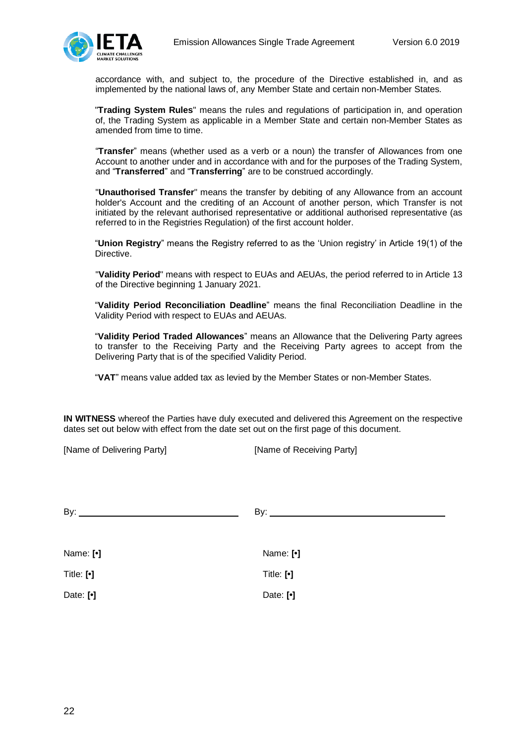accordance with, and subject to, the procedure of the Directive established in, and as implemented by the national laws of, any Member State and certain non-Member States.

"**Trading System Rules**" means the rules and regulations of participation in, and operation of, the Trading System as applicable in a Member State and certain non-Member States as amended from time to time.

"**Transfer**" means (whether used as a verb or a noun) the transfer of Allowances from one Account to another under and in accordance with and for the purposes of the Trading System, and "**Transferred**" and "**Transferring**" are to be construed accordingly.

"**Unauthorised Transfer**" means the transfer by debiting of any Allowance from an account holder's Account and the crediting of an Account of another person, which Transfer is not initiated by the relevant authorised representative or additional authorised representative (as referred to in the Registries Regulation) of the first account holder.

"**Union Registry**" means the Registry referred to as the 'Union registry' in Article 19(1) of the Directive.

"**Validity Period**" means with respect to EUAs and AEUAs, the period referred to in Article 13 of the Directive beginning 1 January 2021.

"**Validity Period Reconciliation Deadline**" means the final Reconciliation Deadline in the Validity Period with respect to EUAs and AEUAs.

"**Validity Period Traded Allowances**" means an Allowance that the Delivering Party agrees to transfer to the Receiving Party and the Receiving Party agrees to accept from the Delivering Party that is of the specified Validity Period.

"**VAT**" means value added tax as levied by the Member States or non-Member States.

**IN WITNESS** whereof the Parties have duly executed and delivered this Agreement on the respective dates set out below with effect from the date set out on the first page of this document.

| | |
|---|---|
| [Name of Delivering Party] | [Name of Receiving Party] |
| By: ______________________________ | By: ______________________________ |
| Name: **[•]** | Name: **[•]** |
| Title: **[•]** | Title: **[•]** |
| Date: **[•]** | Date: **[•]** |